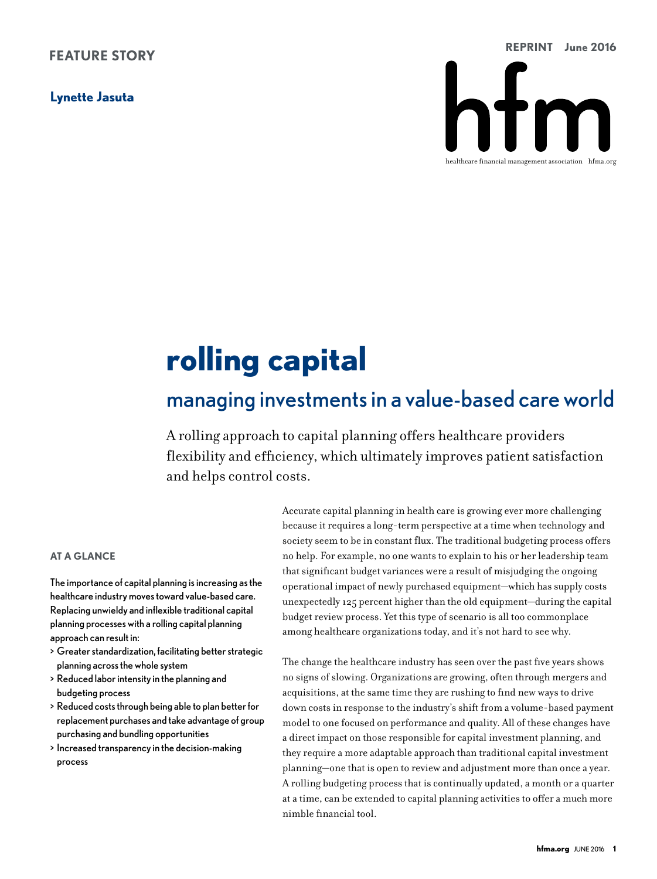FEATURE STORY

**Lynette Jasuta**

REPRINT June 2016

hfm

healthcare financial management association hfma.org

# rolling capital

## managing investments in a value-based care world

A rolling approach to capital planning offers healthcare providers flexibility and efficiency, which ultimately improves patient satisfaction and helps control costs.

### AT A GLANCE

The importance of capital planning is increasing as the healthcare industry moves toward value-based care. Replacing unwieldy and inflexible traditional capital planning processes with a rolling capital planning approach can result in:

> Greater standardization, facilitating better strategic planning across the whole system
> Reduced labor intensity in the planning and budgeting process
> Reduced costs through being able to plan better for replacement purchases and take advantage of group purchasing and bundling opportunities
> Increased transparency in the decision-making process

Accurate capital planning in health care is growing ever more challenging because it requires a long-term perspective at a time when technology and society seem to be in constant flux. The traditional budgeting process offers no help. For example, no one wants to explain to his or her leadership team that significant budget variances were a result of misjudging the ongoing operational impact of newly purchased equipment—which has supply costs unexpectedly 125 percent higher than the old equipment—during the capital budget review process. Yet this type of scenario is all too commonplace among healthcare organizations today, and it's not hard to see why.

The change the healthcare industry has seen over the past five years shows no signs of slowing. Organizations are growing, often through mergers and acquisitions, at the same time they are rushing to find new ways to drive down costs in response to the industry's shift from a volume-based payment model to one focused on performance and quality. All of these changes have a direct impact on those responsible for capital investment planning, and they require a more adaptable approach than traditional capital investment planning—one that is open to review and adjustment more than once a year. A rolling budgeting process that is continually updated, a month or a quarter at a time, can be extended to capital planning activities to offer a much more nimble financial tool.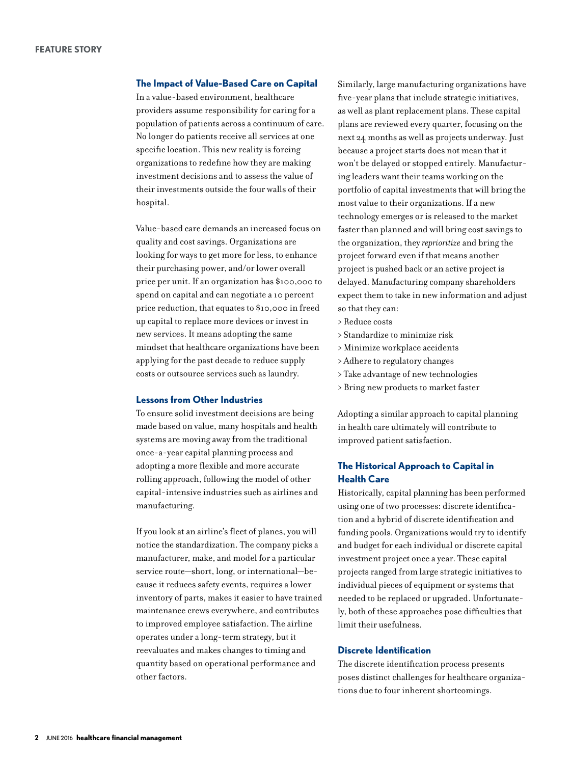### The Impact of Value-Based Care on Capital

In a value-based environment, healthcare providers assume responsibility for caring for a population of patients across a continuum of care. No longer do patients receive all services at one specific location. This new reality is forcing organizations to redefine how they are making investment decisions and to assess the value of their investments outside the four walls of their hospital.

Value-based care demands an increased focus on quality and cost savings. Organizations are looking for ways to get more for less, to enhance their purchasing power, and/or lower overall price per unit. If an organization has $100,000 to spend on capital and can negotiate a 10 percent price reduction, that equates to $10,000 in freed up capital to replace more devices or invest in new services. It means adopting the same mindset that healthcare organizations have been applying for the past decade to reduce supply costs or outsource services such as laundry.

### Lessons from Other Industries

To ensure solid investment decisions are being made based on value, many hospitals and health systems are moving away from the traditional once-a-year capital planning process and adopting a more flexible and more accurate rolling approach, following the model of other capital-intensive industries such as airlines and manufacturing.

If you look at an airline's fleet of planes, you will notice the standardization. The company picks a manufacturer, make, and model for a particular service route—short, long, or international—because it reduces safety events, requires a lower inventory of parts, makes it easier to have trained maintenance crews everywhere, and contributes to improved employee satisfaction. The airline operates under a long-term strategy, but it reevaluates and makes changes to timing and quantity based on operational performance and other factors.

Similarly, large manufacturing organizations have five-year plans that include strategic initiatives, as well as plant replacement plans. These capital plans are reviewed every quarter, focusing on the next 24 months as well as projects underway. Just because a project starts does not mean that it won't be delayed or stopped entirely. Manufacturing leaders want their teams working on the portfolio of capital investments that will bring the most value to their organizations. If a new technology emerges or is released to the market faster than planned and will bring cost savings to the organization, they *reprioritize* and bring the project forward even if that means another project is pushed back or an active project is delayed. Manufacturing company shareholders expect them to take in new information and adjust so that they can:

> Reduce costs
> Standardize to minimize risk
> Minimize workplace accidents
> Adhere to regulatory changes
> Take advantage of new technologies
> Bring new products to market faster

Adopting a similar approach to capital planning in health care ultimately will contribute to improved patient satisfaction.

### The Historical Approach to Capital in Health Care

Historically, capital planning has been performed using one of two processes: discrete identification and a hybrid of discrete identification and funding pools. Organizations would try to identify and budget for each individual or discrete capital investment project once a year. These capital projects ranged from large strategic initiatives to individual pieces of equipment or systems that needed to be replaced or upgraded. Unfortunately, both of these approaches pose difficulties that limit their usefulness.

### Discrete Identification

The discrete identification process presents poses distinct challenges for healthcare organizations due to four inherent shortcomings.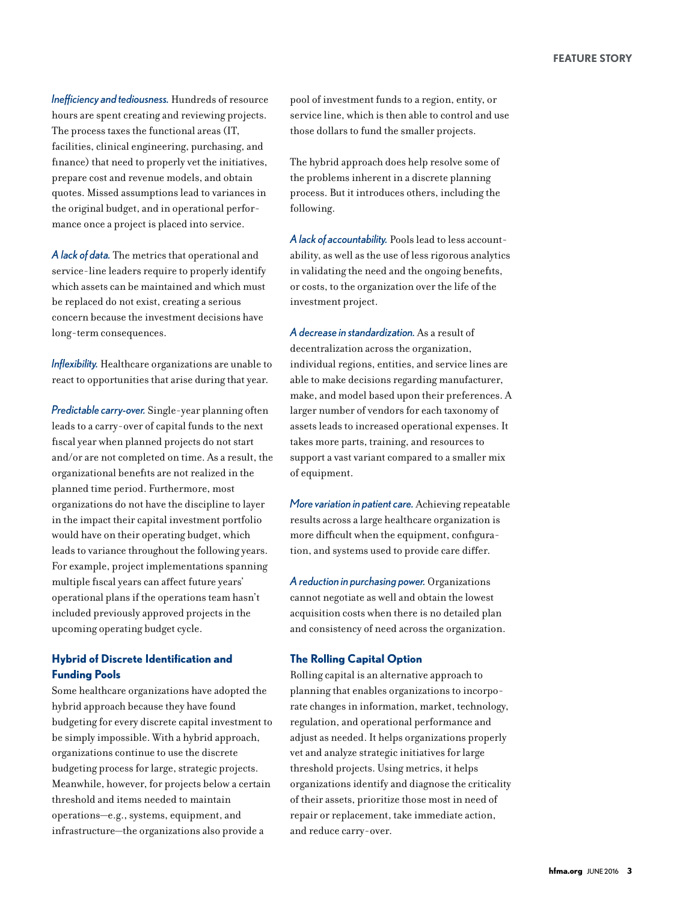*Inefficiency and tediousness.* Hundreds of resource hours are spent creating and reviewing projects. The process taxes the functional areas (IT, facilities, clinical engineering, purchasing, and finance) that need to properly vet the initiatives, prepare cost and revenue models, and obtain quotes. Missed assumptions lead to variances in the original budget, and in operational performance once a project is placed into service.

*A lack of data.* The metrics that operational and service-line leaders require to properly identify which assets can be maintained and which must be replaced do not exist, creating a serious concern because the investment decisions have long-term consequences.

*Inflexibility.* Healthcare organizations are unable to react to opportunities that arise during that year.

*Predictable carry-over.* Single-year planning often leads to a carry-over of capital funds to the next fiscal year when planned projects do not start and/or are not completed on time. As a result, the organizational benefits are not realized in the planned time period. Furthermore, most organizations do not have the discipline to layer in the impact their capital investment portfolio would have on their operating budget, which leads to variance throughout the following years. For example, project implementations spanning multiple fiscal years can affect future years' operational plans if the operations team hasn't included previously approved projects in the upcoming operating budget cycle.

### Hybrid of Discrete Identification and Funding Pools

Some healthcare organizations have adopted the hybrid approach because they have found budgeting for every discrete capital investment to be simply impossible. With a hybrid approach, organizations continue to use the discrete budgeting process for large, strategic projects. Meanwhile, however, for projects below a certain threshold and items needed to maintain operations—e.g., systems, equipment, and infrastructure—the organizations also provide a pool of investment funds to a region, entity, or service line, which is then able to control and use those dollars to fund the smaller projects.

The hybrid approach does help resolve some of the problems inherent in a discrete planning process. But it introduces others, including the following.

*A lack of accountability.* Pools lead to less accountability, as well as the use of less rigorous analytics in validating the need and the ongoing benefits, or costs, to the organization over the life of the investment project.

*A decrease in standardization.* As a result of decentralization across the organization, individual regions, entities, and service lines are able to make decisions regarding manufacturer, make, and model based upon their preferences. A larger number of vendors for each taxonomy of assets leads to increased operational expenses. It takes more parts, training, and resources to support a vast variant compared to a smaller mix of equipment.

*More variation in patient care.* Achieving repeatable results across a large healthcare organization is more difficult when the equipment, configuration, and systems used to provide care differ.

*A reduction in purchasing power.* Organizations cannot negotiate as well and obtain the lowest acquisition costs when there is no detailed plan and consistency of need across the organization.

### The Rolling Capital Option

Rolling capital is an alternative approach to planning that enables organizations to incorporate changes in information, market, technology, regulation, and operational performance and adjust as needed. It helps organizations properly vet and analyze strategic initiatives for large threshold projects. Using metrics, it helps organizations identify and diagnose the criticality of their assets, prioritize those most in need of repair or replacement, take immediate action, and reduce carry-over.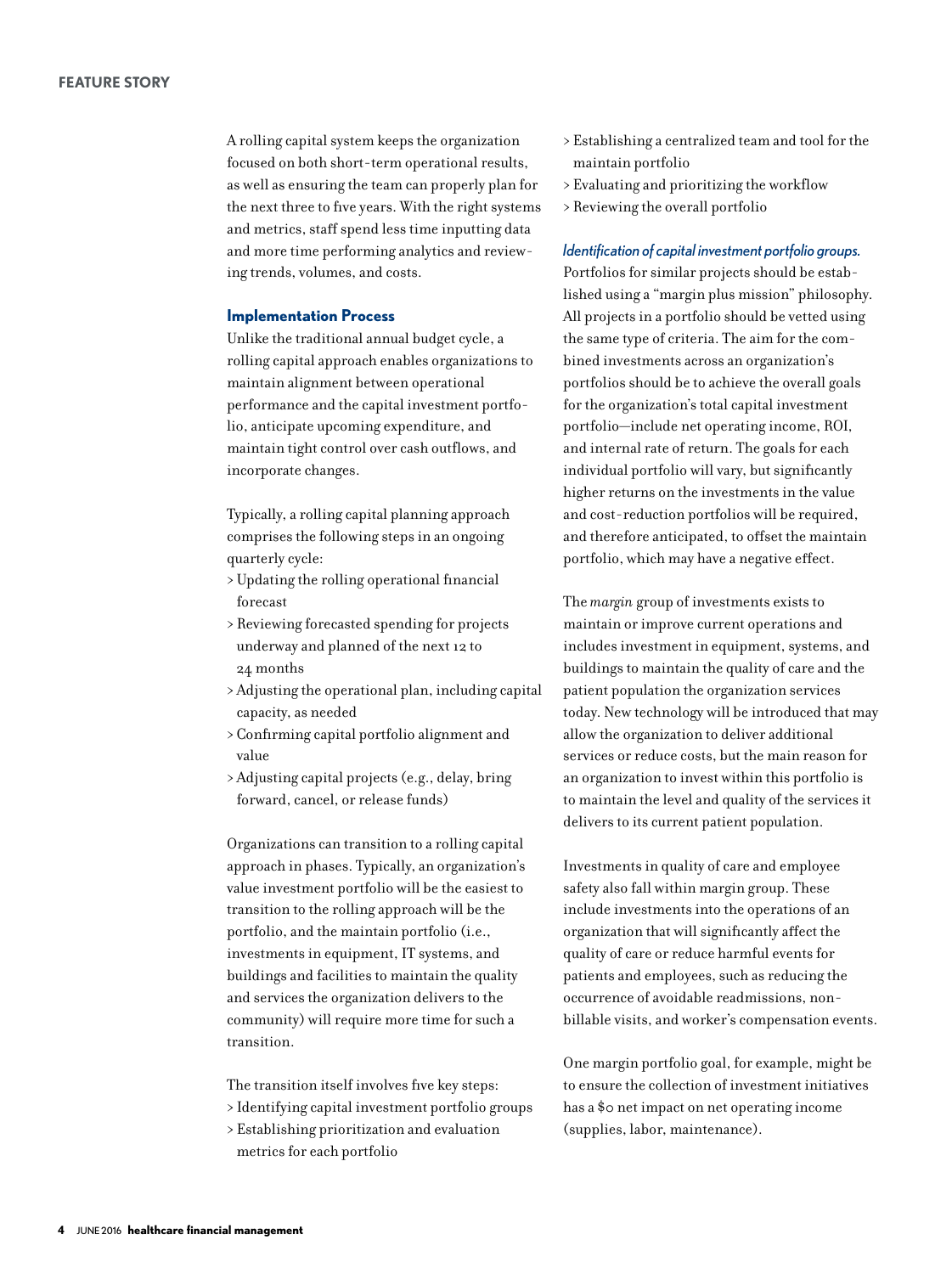A rolling capital system keeps the organization focused on both short-term operational results, as well as ensuring the team can properly plan for the next three to five years. With the right systems and metrics, staff spend less time inputting data and more time performing analytics and reviewing trends, volumes, and costs.

### Implementation Process

Unlike the traditional annual budget cycle, a rolling capital approach enables organizations to maintain alignment between operational performance and the capital investment portfolio, anticipate upcoming expenditure, and maintain tight control over cash outflows, and incorporate changes.

Typically, a rolling capital planning approach comprises the following steps in an ongoing quarterly cycle:

- Updating the rolling operational financial forecast
- Reviewing forecasted spending for projects underway and planned of the next 12 to 24 months
- Adjusting the operational plan, including capital capacity, as needed
- Confirming capital portfolio alignment and value
- Adjusting capital projects (e.g., delay, bring forward, cancel, or release funds)

Organizations can transition to a rolling capital approach in phases. Typically, an organization's value investment portfolio will be the easiest to transition to the rolling approach will be the portfolio, and the maintain portfolio (i.e., investments in equipment, IT systems, and buildings and facilities to maintain the quality and services the organization delivers to the community) will require more time for such a transition.

The transition itself involves five key steps:

- Identifying capital investment portfolio groups
- Establishing prioritization and evaluation metrics for each portfolio
- Establishing a centralized team and tool for the maintain portfolio
- Evaluating and prioritizing the workflow
- Reviewing the overall portfolio

*Identification of capital investment portfolio groups.* Portfolios for similar projects should be established using a "margin plus mission" philosophy. All projects in a portfolio should be vetted using the same type of criteria. The aim for the combined investments across an organization's portfolios should be to achieve the overall goals for the organization's total capital investment portfolio—include net operating income, ROI, and internal rate of return. The goals for each individual portfolio will vary, but significantly higher returns on the investments in the value and cost-reduction portfolios will be required, and therefore anticipated, to offset the maintain portfolio, which may have a negative effect.

The *margin* group of investments exists to maintain or improve current operations and includes investment in equipment, systems, and buildings to maintain the quality of care and the patient population the organization services today. New technology will be introduced that may allow the organization to deliver additional services or reduce costs, but the main reason for an organization to invest within this portfolio is to maintain the level and quality of the services it delivers to its current patient population.

Investments in quality of care and employee safety also fall within margin group. These include investments into the operations of an organization that will significantly affect the quality of care or reduce harmful events for patients and employees, such as reducing the occurrence of avoidable readmissions, non-billable visits, and worker's compensation events.

One margin portfolio goal, for example, might be to ensure the collection of investment initiatives has a $0 net impact on net operating income (supplies, labor, maintenance).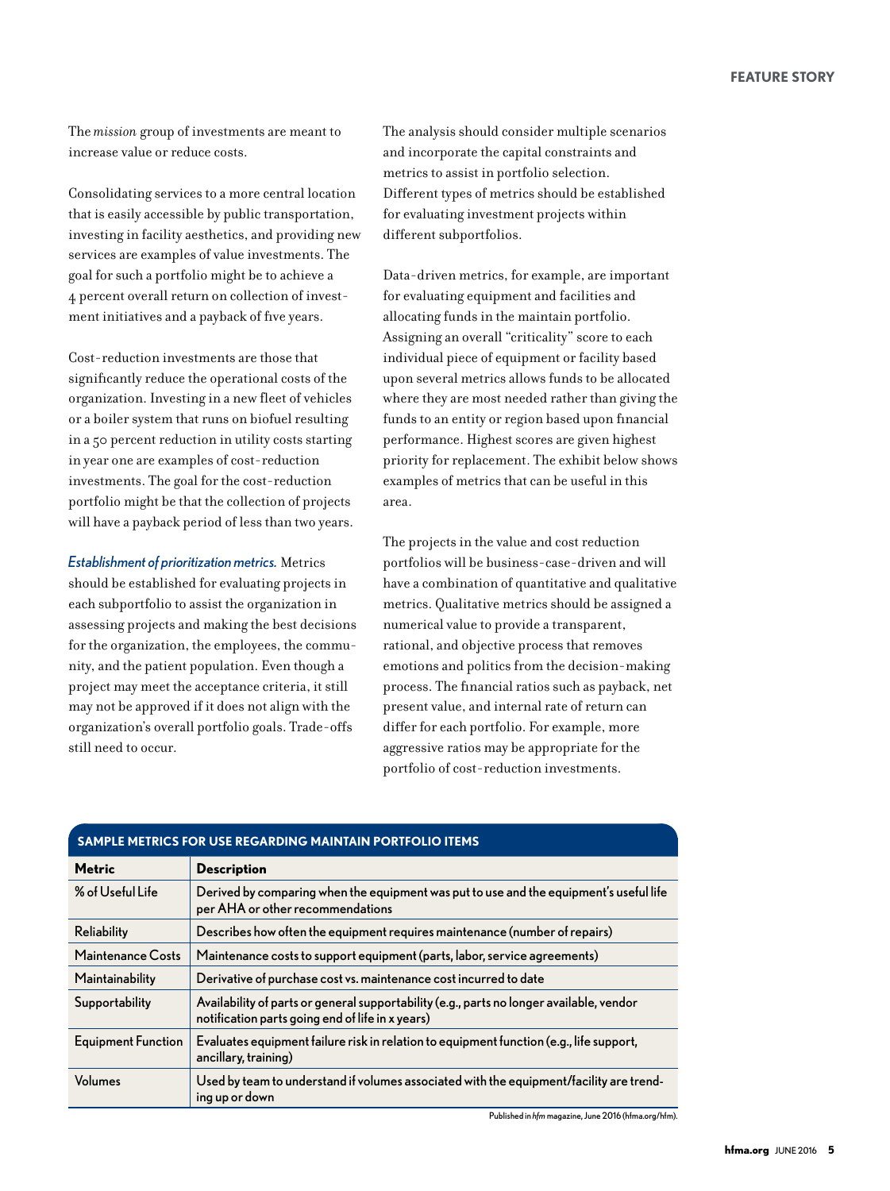The *mission* group of investments are meant to increase value or reduce costs.

Consolidating services to a more central location that is easily accessible by public transportation, investing in facility aesthetics, and providing new services are examples of value investments. The goal for such a portfolio might be to achieve a 4 percent overall return on collection of investment initiatives and a payback of five years.

Cost-reduction investments are those that significantly reduce the operational costs of the organization. Investing in a new fleet of vehicles or a boiler system that runs on biofuel resulting in a 50 percent reduction in utility costs starting in year one are examples of cost-reduction investments. The goal for the cost-reduction portfolio might be that the collection of projects will have a payback period of less than two years.

***Establishment of prioritization metrics.*** Metrics should be established for evaluating projects in each subportfolio to assist the organization in assessing projects and making the best decisions for the organization, the employees, the community, and the patient population. Even though a project may meet the acceptance criteria, it still may not be approved if it does not align with the organization's overall portfolio goals. Trade-offs still need to occur.

The analysis should consider multiple scenarios and incorporate the capital constraints and metrics to assist in portfolio selection. Different types of metrics should be established for evaluating investment projects within different subportfolios.

Data-driven metrics, for example, are important for evaluating equipment and facilities and allocating funds in the maintain portfolio. Assigning an overall "criticality" score to each individual piece of equipment or facility based upon several metrics allows funds to be allocated where they are most needed rather than giving the funds to an entity or region based upon financial performance. Highest scores are given highest priority for replacement. The exhibit below shows examples of metrics that can be useful in this area.

The projects in the value and cost reduction portfolios will be business-case-driven and will have a combination of quantitative and qualitative metrics. Qualitative metrics should be assigned a numerical value to provide a transparent, rational, and objective process that removes emotions and politics from the decision-making process. The financial ratios such as payback, net present value, and internal rate of return can differ for each portfolio. For example, more aggressive ratios may be appropriate for the portfolio of cost-reduction investments.

**SAMPLE METRICS FOR USE REGARDING MAINTAIN PORTFOLIO ITEMS**

| Metric | Description |
|---|---|
| % of Useful Life | Derived by comparing when the equipment was put to use and the equipment's useful life per AHA or other recommendations |
| Reliability | Describes how often the equipment requires maintenance (number of repairs) |
| Maintenance Costs | Maintenance costs to support equipment (parts, labor, service agreements) |
| Maintainability | Derivative of purchase cost vs. maintenance cost incurred to date |
| Supportability | Availability of parts or general supportability (e.g., parts no longer available, vendor notification parts going end of life in x years) |
| Equipment Function | Evaluates equipment failure risk in relation to equipment function (e.g., life support, ancillary, training) |
| Volumes | Used by team to understand if volumes associated with the equipment/facility are trending up or down |

Published in *hfm* magazine, June 2016 (hfma.org/hfm).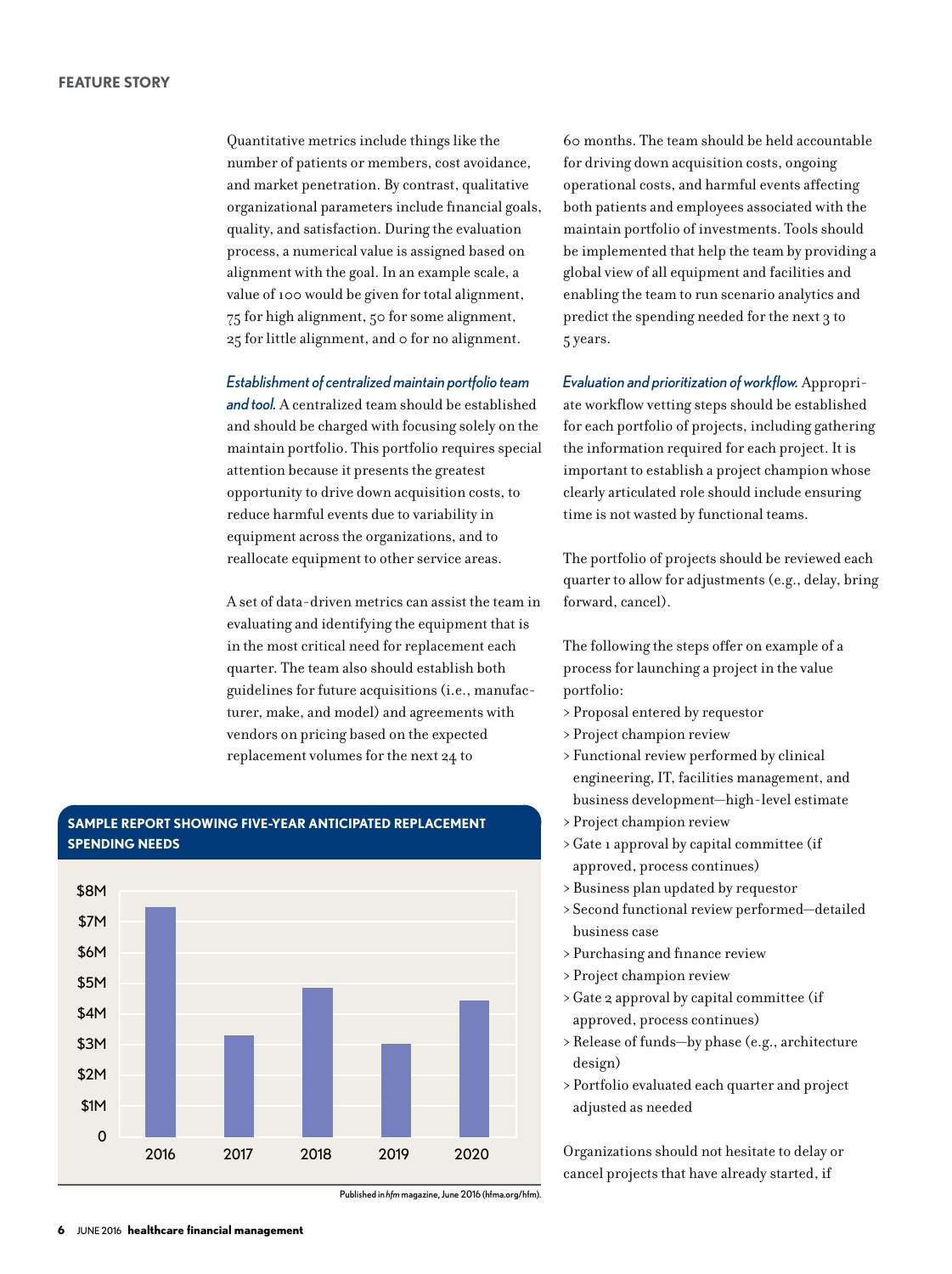Quantitative metrics include things like the number of patients or members, cost avoidance, and market penetration. By contrast, qualitative organizational parameters include financial goals, quality, and satisfaction. During the evaluation process, a numerical value is assigned based on alignment with the goal. In an example scale, a value of 100 would be given for total alignment, 75 for high alignment, 50 for some alignment, 25 for little alignment, and 0 for no alignment.

*Establishment of centralized maintain portfolio team and tool.* A centralized team should be established and should be charged with focusing solely on the maintain portfolio. This portfolio requires special attention because it presents the greatest opportunity to drive down acquisition costs, to reduce harmful events due to variability in equipment across the organizations, and to reallocate equipment to other service areas.

A set of data-driven metrics can assist the team in evaluating and identifying the equipment that is in the most critical need for replacement each quarter. The team also should establish both guidelines for future acquisitions (i.e., manufacturer, make, and model) and agreements with vendors on pricing based on the expected replacement volumes for the next 24 to 60 months. The team should be held accountable for driving down acquisition costs, ongoing operational costs, and harmful events affecting both patients and employees associated with the maintain portfolio of investments. Tools should be implemented that help the team by providing a global view of all equipment and facilities and enabling the team to run scenario analytics and predict the spending needed for the next 3 to 5 years.

**SAMPLE REPORT SHOWING FIVE-YEAR ANTICIPATED REPLACEMENT SPENDING NEEDS**

$8M
$7M
$6M
$5M
$4M
$3M
$2M
$1M
0
2016
2017
2018
2019
2020

Published in *hfm* magazine, June 2016 (hfma.org/hfm).

*Evaluation and prioritization of workflow.* Appropriate workflow vetting steps should be established for each portfolio of projects, including gathering the information required for each project. It is important to establish a project champion whose clearly articulated role should include ensuring time is not wasted by functional teams.

The portfolio of projects should be reviewed each quarter to allow for adjustments (e.g., delay, bring forward, cancel).

The following the steps offer on example of a process for launching a project in the value portfolio:

- > Proposal entered by requestor
- > Project champion review
- > Functional review performed by clinical engineering, IT, facilities management, and business development—high-level estimate
- > Project champion review
- > Gate 1 approval by capital committee (if approved, process continues)
- > Business plan updated by requestor
- > Second functional review performed—detailed business case
- > Purchasing and finance review
- > Project champion review
- > Gate 2 approval by capital committee (if approved, process continues)
- > Release of funds—by phase (e.g., architecture design)
- > Portfolio evaluated each quarter and project adjusted as needed

Organizations should not hesitate to delay or cancel projects that have already started, if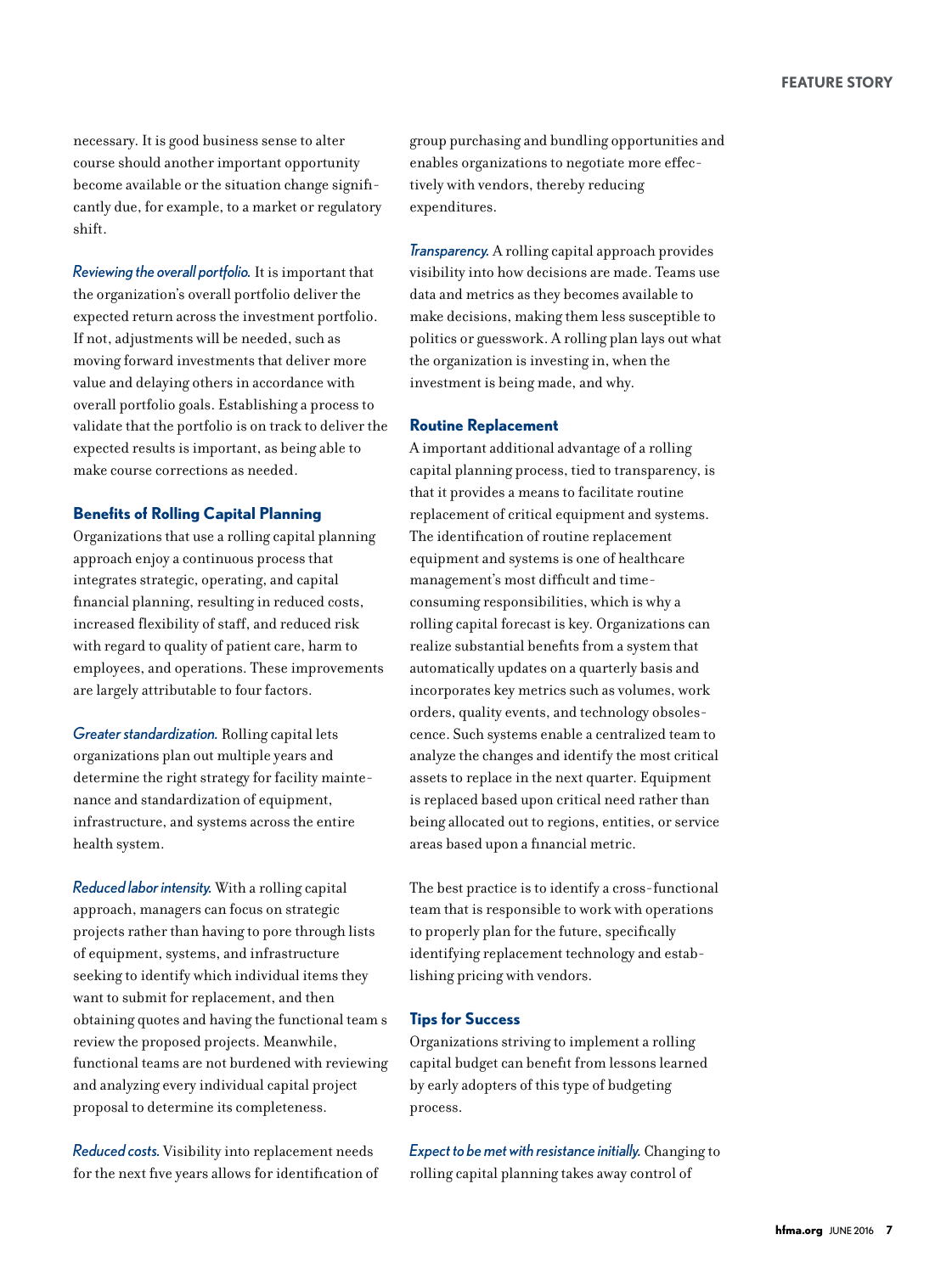necessary. It is good business sense to alter course should another important opportunity become available or the situation change significantly due, for example, to a market or regulatory shift.

*Reviewing the overall portfolio.* It is important that the organization's overall portfolio deliver the expected return across the investment portfolio. If not, adjustments will be needed, such as moving forward investments that deliver more value and delaying others in accordance with overall portfolio goals. Establishing a process to validate that the portfolio is on track to deliver the expected results is important, as being able to make course corrections as needed.

### Benefits of Rolling Capital Planning

Organizations that use a rolling capital planning approach enjoy a continuous process that integrates strategic, operating, and capital financial planning, resulting in reduced costs, increased flexibility of staff, and reduced risk with regard to quality of patient care, harm to employees, and operations. These improvements are largely attributable to four factors.

*Greater standardization.* Rolling capital lets organizations plan out multiple years and determine the right strategy for facility maintenance and standardization of equipment, infrastructure, and systems across the entire health system.

*Reduced labor intensity.* With a rolling capital approach, managers can focus on strategic projects rather than having to pore through lists of equipment, systems, and infrastructure seeking to identify which individual items they want to submit for replacement, and then obtaining quotes and having the functional team s review the proposed projects. Meanwhile, functional teams are not burdened with reviewing and analyzing every individual capital project proposal to determine its completeness.

*Reduced costs.* Visibility into replacement needs for the next five years allows for identification of group purchasing and bundling opportunities and enables organizations to negotiate more effectively with vendors, thereby reducing expenditures.

*Transparency.* A rolling capital approach provides visibility into how decisions are made. Teams use data and metrics as they becomes available to make decisions, making them less susceptible to politics or guesswork. A rolling plan lays out what the organization is investing in, when the investment is being made, and why.

### Routine Replacement

A important additional advantage of a rolling capital planning process, tied to transparency, is that it provides a means to facilitate routine replacement of critical equipment and systems. The identification of routine replacement equipment and systems is one of healthcare management's most difficult and time-consuming responsibilities, which is why a rolling capital forecast is key. Organizations can realize substantial benefits from a system that automatically updates on a quarterly basis and incorporates key metrics such as volumes, work orders, quality events, and technology obsolescence. Such systems enable a centralized team to analyze the changes and identify the most critical assets to replace in the next quarter. Equipment is replaced based upon critical need rather than being allocated out to regions, entities, or service areas based upon a financial metric.

The best practice is to identify a cross-functional team that is responsible to work with operations to properly plan for the future, specifically identifying replacement technology and establishing pricing with vendors.

### Tips for Success

Organizations striving to implement a rolling capital budget can benefit from lessons learned by early adopters of this type of budgeting process.

*Expect to be met with resistance initially.* Changing to rolling capital planning takes away control of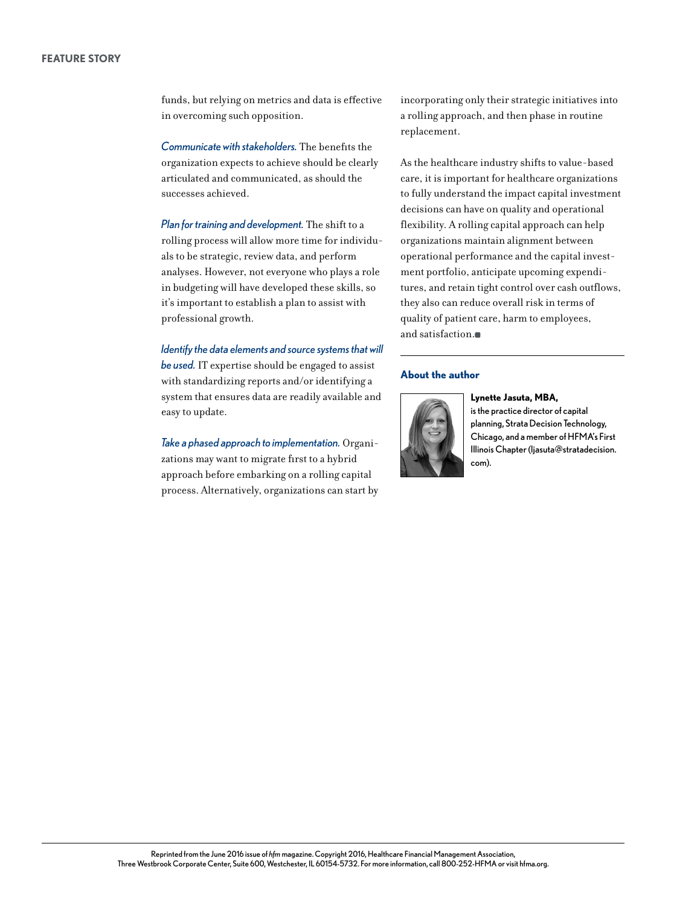funds, but relying on metrics and data is effective in overcoming such opposition.

*Communicate with stakeholders.* The benefits the organization expects to achieve should be clearly articulated and communicated, as should the successes achieved.

*Plan for training and development.* The shift to a rolling process will allow more time for individuals to be strategic, review data, and perform analyses. However, not everyone who plays a role in budgeting will have developed these skills, so it's important to establish a plan to assist with professional growth.

*Identify the data elements and source systems that will be used.* IT expertise should be engaged to assist with standardizing reports and/or identifying a system that ensures data are readily available and easy to update.

*Take a phased approach to implementation.* Organizations may want to migrate first to a hybrid approach before embarking on a rolling capital process. Alternatively, organizations can start by incorporating only their strategic initiatives into a rolling approach, and then phase in routine replacement.

As the healthcare industry shifts to value-based care, it is important for healthcare organizations to fully understand the impact capital investment decisions can have on quality and operational flexibility. A rolling capital approach can help organizations maintain alignment between operational performance and the capital investment portfolio, anticipate upcoming expenditures, and retain tight control over cash outflows, they also can reduce overall risk in terms of quality of patient care, harm to employees, and satisfaction.

## About the author

**Lynette Jasuta, MBA,** is the practice director of capital planning, Strata Decision Technology, Chicago, and a member of HFMA's First Illinois Chapter (ljasuta@stratadecision.com).

Reprinted from the June 2016 issue of *hfm* magazine. Copyright 2016, Healthcare Financial Management Association, Three Westbrook Corporate Center, Suite 600, Westchester, IL 60154-5732. For more information, call 800-252-HFMA or visit hfma.org.